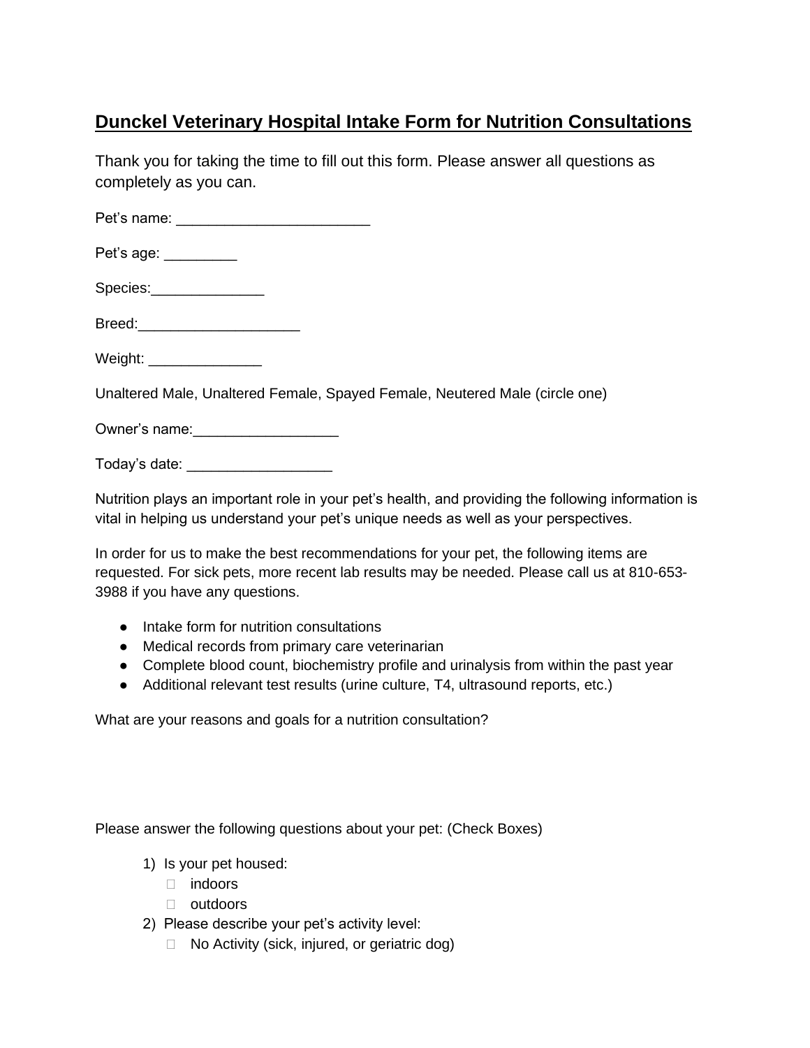# Dunckel Veterinary Hospital Intake Form for Nutrition Consultations

Thank you for taking the time to fill out this form. Please answer all questions as completely as you can.

Pet's name: _______________________

Pet's age: _________

Species:______________

Breed:____________________

Weight: ______________

Unaltered Male, Unaltered Female, Spayed Female, Neutered Male (circle one)

Owner's name:__________________

Today's date: _________________

Nutrition plays an important role in your pet's health, and providing the following information is vital in helping us understand your pet's unique needs as well as your perspectives.

In order for us to make the best recommendations for your pet, the following items are requested. For sick pets, more recent lab results may be needed. Please call us at 810-653-3988 if you have any questions.

- Intake form for nutrition consultations
- Medical records from primary care veterinarian
- Complete blood count, biochemistry profile and urinalysis from within the past year
- Additional relevant test results (urine culture, T4, ultrasound reports, etc.)

What are your reasons and goals for a nutrition consultation?

Please answer the following questions about your pet: (Check Boxes)

1) Is your pet housed:
   - ☐ indoors
   - ☐ outdoors
2) Please describe your pet's activity level:
   - ☐ No Activity (sick, injured, or geriatric dog)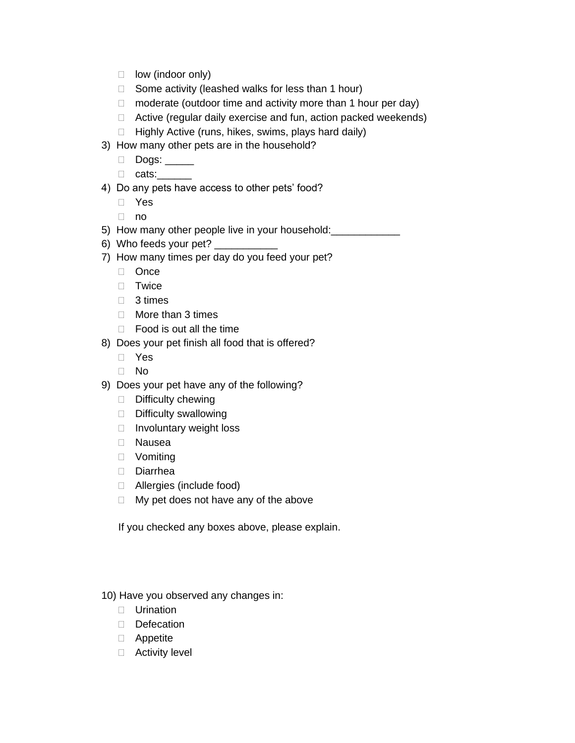- ☐ low (indoor only)
- ☐ Some activity (leashed walks for less than 1 hour)
- ☐ moderate (outdoor time and activity more than 1 hour per day)
- ☐ Active (regular daily exercise and fun, action packed weekends)
- ☐ Highly Active (runs, hikes, swims, plays hard daily)

3) How many other pets are in the household?
   - ☐ Dogs: _____
   - ☐ cats:______
4) Do any pets have access to other pets' food?
   - ☐ Yes
   - ☐ no
5) How many other people live in your household:____________
6) Who feeds your pet? ___________
7) How many times per day do you feed your pet?
   - ☐ Once
   - ☐ Twice
   - ☐ 3 times
   - ☐ More than 3 times
   - ☐ Food is out all the time
8) Does your pet finish all food that is offered?
   - ☐ Yes
   - ☐ No
9) Does your pet have any of the following?
   - ☐ Difficulty chewing
   - ☐ Difficulty swallowing
   - ☐ Involuntary weight loss
   - ☐ Nausea
   - ☐ Vomiting
   - ☐ Diarrhea
   - ☐ Allergies (include food)
   - ☐ My pet does not have any of the above

   If you checked any boxes above, please explain.

10) Have you observed any changes in:
    - ☐ Urination
    - ☐ Defecation
    - ☐ Appetite
    - ☐ Activity level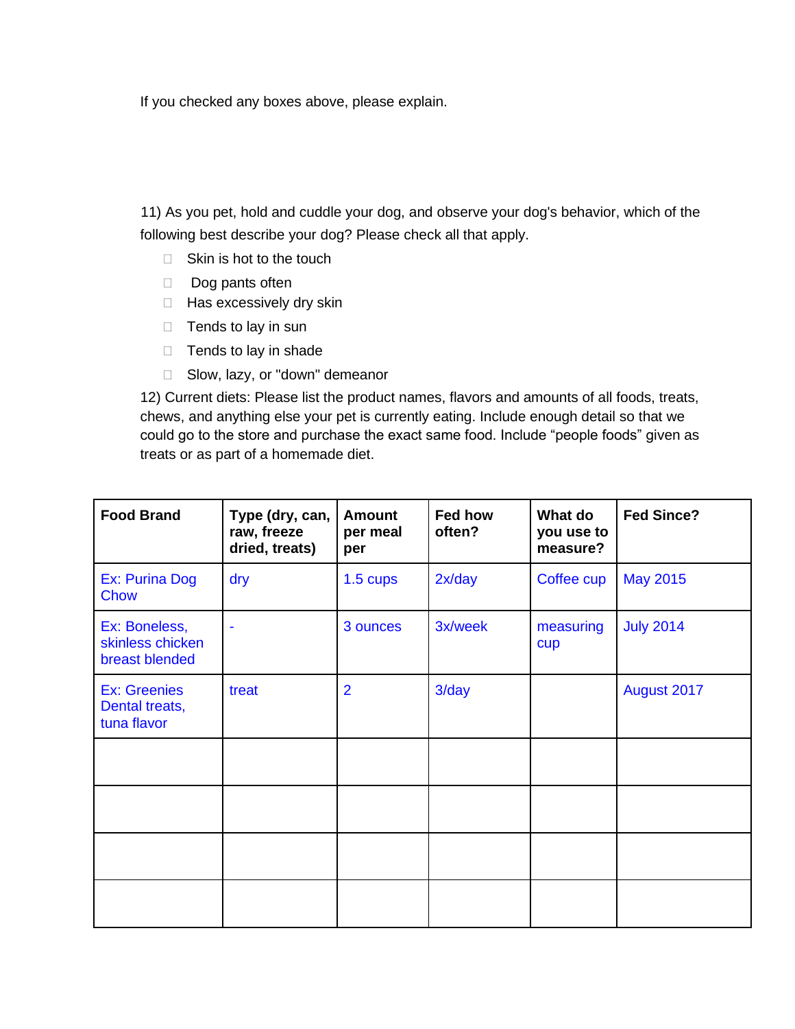If you checked any boxes above, please explain.

11) As you pet, hold and cuddle your dog, and observe your dog's behavior, which of the following best describe your dog? Please check all that apply.

- ☐ Skin is hot to the touch
- ☐ Dog pants often
- ☐ Has excessively dry skin
- ☐ Tends to lay in sun
- ☐ Tends to lay in shade
- ☐ Slow, lazy, or "down" demeanor

12) Current diets: Please list the product names, flavors and amounts of all foods, treats, chews, and anything else your pet is currently eating. Include enough detail so that we could go to the store and purchase the exact same food. Include "people foods" given as treats or as part of a homemade diet.

| Food Brand | Type (dry, can, raw, freeze dried, treats) | Amount per meal per | Fed how often? | What do you use to measure? | Fed Since? |
|---|---|---|---|---|---|
| Ex: Purina Dog Chow | dry | 1.5 cups | 2x/day | Coffee cup | May 2015 |
| Ex: Boneless, skinless chicken breast blended | - | 3 ounces | 3x/week | measuring cup | July 2014 |
| Ex: Greenies Dental treats, tuna flavor | treat | 2 | 3/day | | August 2017 |
| | | | | | |
| | | | | | |
| | | | | | |
| | | | | | |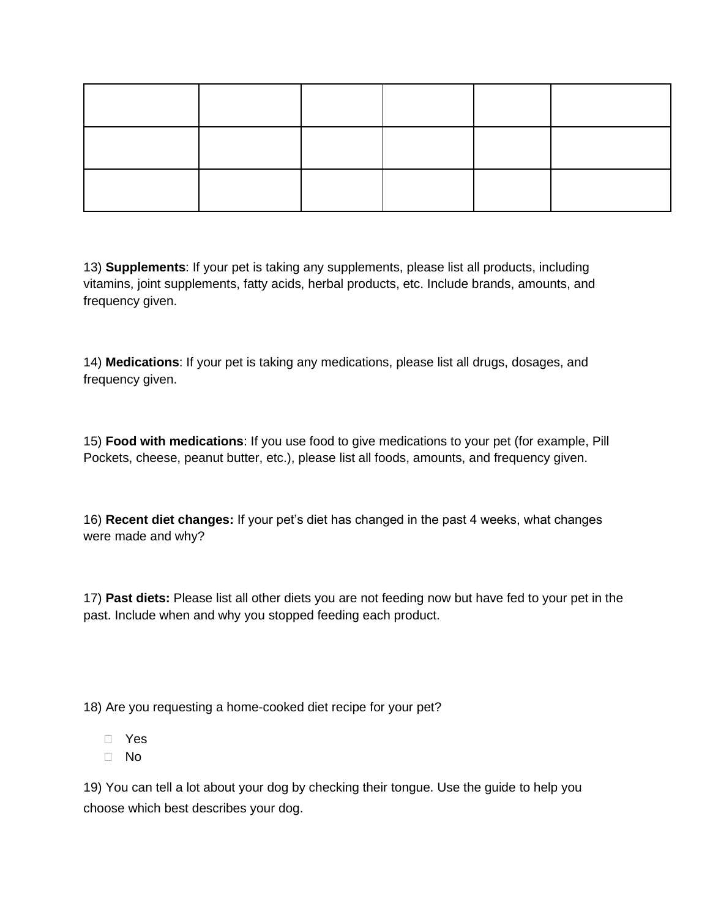| | | | | | |
|---|---|---|---|---|---|
| | | | | | |
| | | | | | |
| | | | | | |

13) **Supplements**: If your pet is taking any supplements, please list all products, including vitamins, joint supplements, fatty acids, herbal products, etc. Include brands, amounts, and frequency given.

14) **Medications**: If your pet is taking any medications, please list all drugs, dosages, and frequency given.

15) **Food with medications**: If you use food to give medications to your pet (for example, Pill Pockets, cheese, peanut butter, etc.), please list all foods, amounts, and frequency given.

16) **Recent diet changes:** If your pet's diet has changed in the past 4 weeks, what changes were made and why?

17) **Past diets:** Please list all other diets you are not feeding now but have fed to your pet in the past. Include when and why you stopped feeding each product.

18) Are you requesting a home-cooked diet recipe for your pet?

- ☐ Yes
- ☐ No

19) You can tell a lot about your dog by checking their tongue. Use the guide to help you choose which best describes your dog.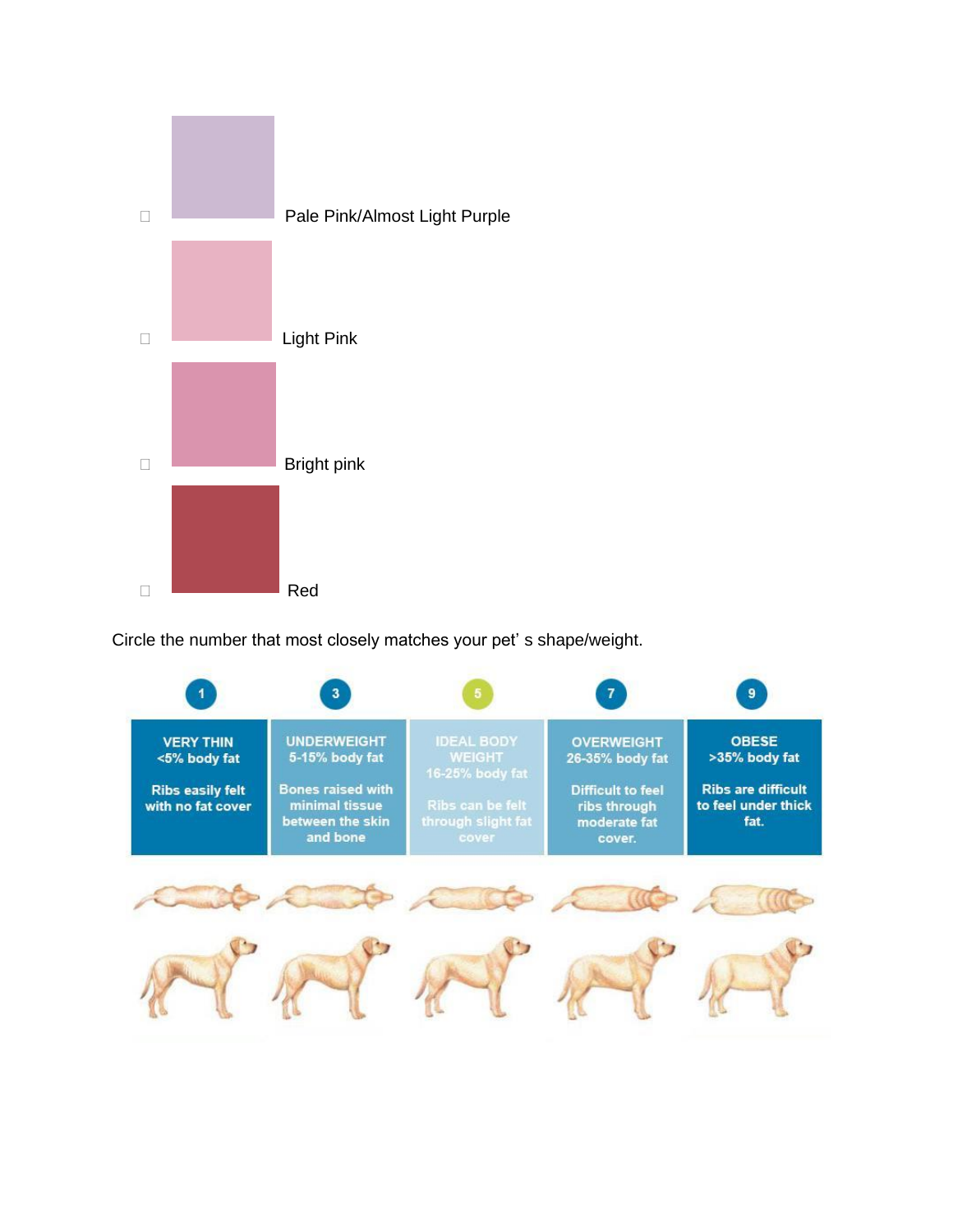- ☐ Pale Pink/Almost Light Purple
- ☐ Light Pink
- ☐ Bright pink
- ☐ Red

Circle the number that most closely matches your pet' s shape/weight.

| 1 | 3 | 5 | 7 | 9 |
|---|---|---|---|---|
| VERY THIN <5% body fat | UNDERWEIGHT 5-15% body fat | IDEAL BODY WEIGHT 16-25% body fat | OVERWEIGHT 26-35% body fat | OBESE >35% body fat |
| Ribs easily felt with no fat cover | Bones raised with minimal tissue between the skin and bone | Ribs can be felt through slight fat cover | Difficult to feel ribs through moderate fat cover. | Ribs are difficult to feel under thick fat. |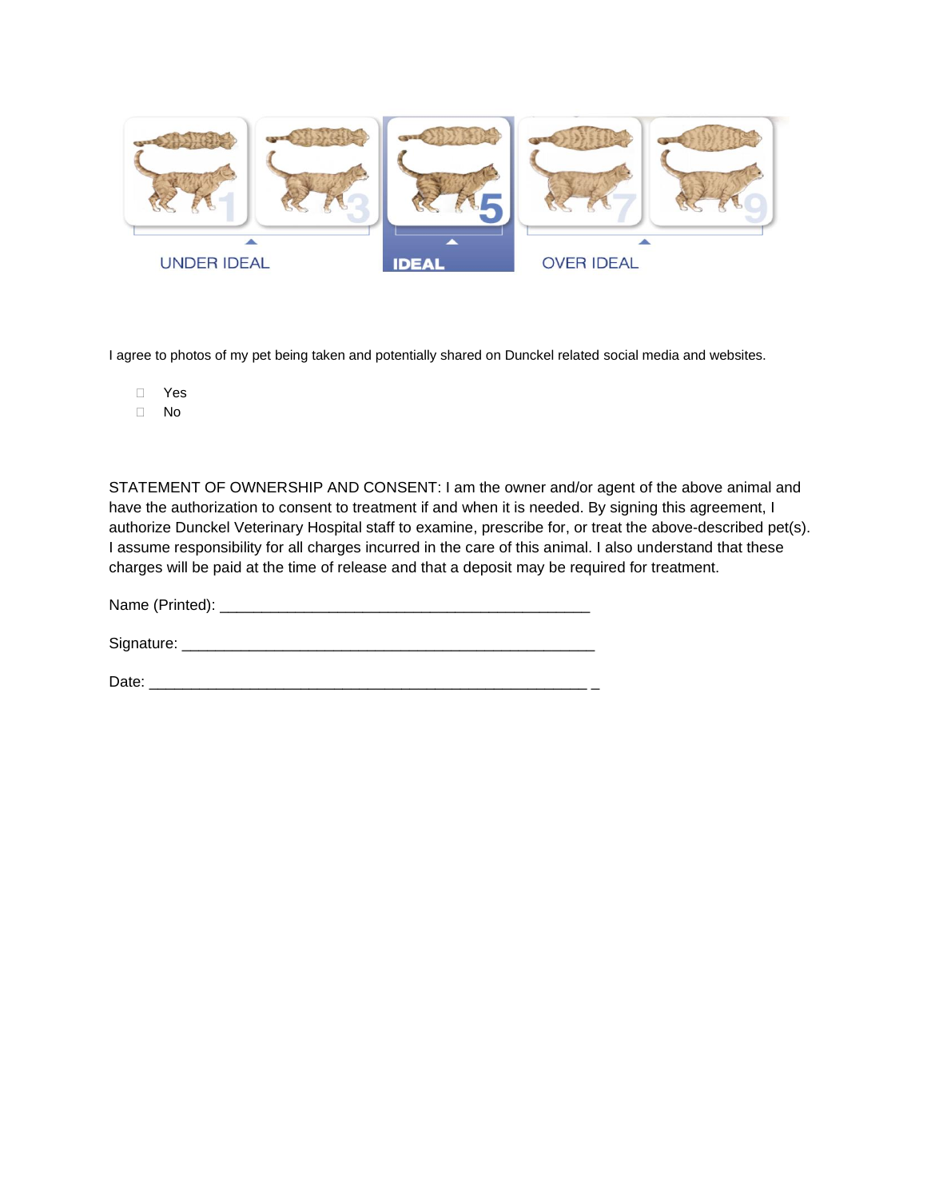1 3 5 7 9

UNDER IDEAL

IDEAL

OVER IDEAL

I agree to photos of my pet being taken and potentially shared on Dunckel related social media and websites.

- Yes
- No

STATEMENT OF OWNERSHIP AND CONSENT: I am the owner and/or agent of the above animal and have the authorization to consent to treatment if and when it is needed. By signing this agreement, I authorize Dunckel Veterinary Hospital staff to examine, prescribe for, or treat the above-described pet(s). I assume responsibility for all charges incurred in the care of this animal. I also understand that these charges will be paid at the time of release and that a deposit may be required for treatment.

Name (Printed): ____________________________________________

Signature: _________________________________________________

Date: _____________________________________________________